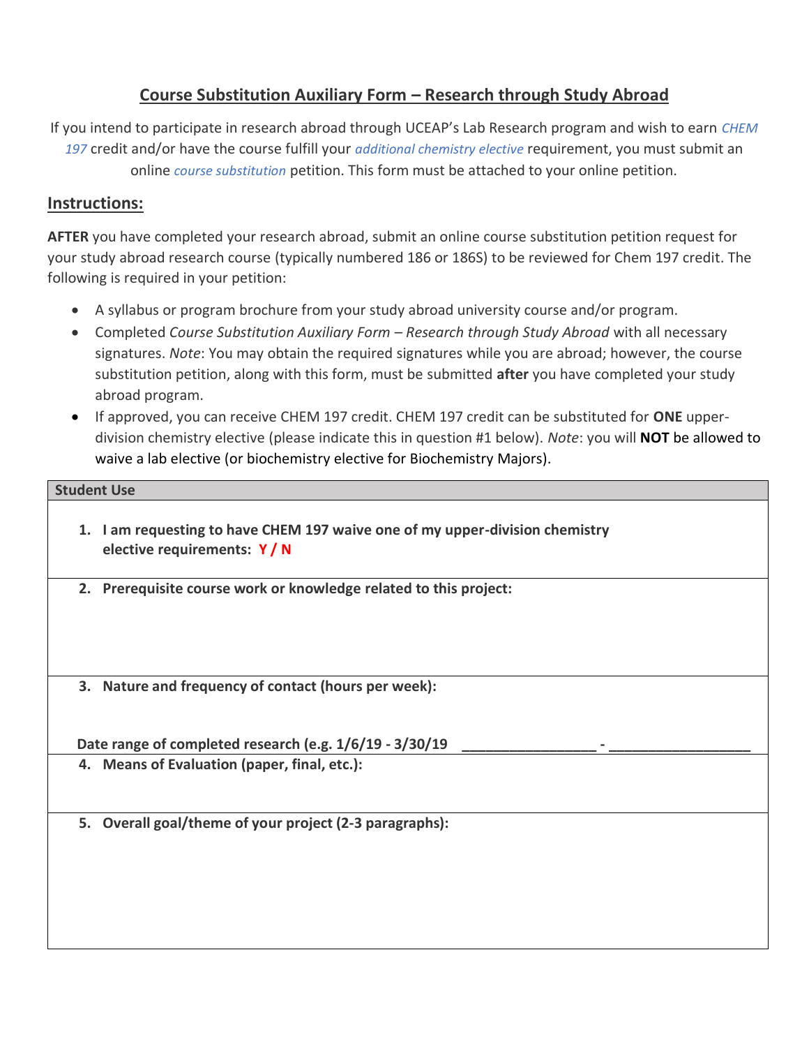## Course Substitution Auxiliary Form – Research through Study Abroad

If you intend to participate in research abroad through UCEAP's Lab Research program and wish to earn *CHEM 197* credit and/or have the course fulfill your *additional chemistry elective* requirement, you must submit an online *course substitution* petition. This form must be attached to your online petition.

### Instructions:

**AFTER** you have completed your research abroad, submit an online course substitution petition request for your study abroad research course (typically numbered 186 or 186S) to be reviewed for Chem 197 credit. The following is required in your petition:

- A syllabus or program brochure from your study abroad university course and/or program.
- Completed *Course Substitution Auxiliary Form – Research through Study Abroad* with all necessary signatures. *Note*: You may obtain the required signatures while you are abroad; however, the course substitution petition, along with this form, must be submitted **after** you have completed your study abroad program.
- If approved, you can receive CHEM 197 credit. CHEM 197 credit can be substituted for **ONE** upper-division chemistry elective (please indicate this in question #1 below). *Note*: you will **NOT** be allowed to waive a lab elective (or biochemistry elective for Biochemistry Majors).

| Student Use |
|---|
| 1. **I am requesting to have CHEM 197 waive one of my upper-division chemistry elective requirements: Y / N** |
| 2. **Prerequisite course work or knowledge related to this project:** |
| 3. **Nature and frequency of contact (hours per week):** <br><br> **Date range of completed research (e.g. 1/6/19 - 3/30/19** ________________ - _________________ |
| 4. **Means of Evaluation (paper, final, etc.):** |
| 5. **Overall goal/theme of your project (2-3 paragraphs):** |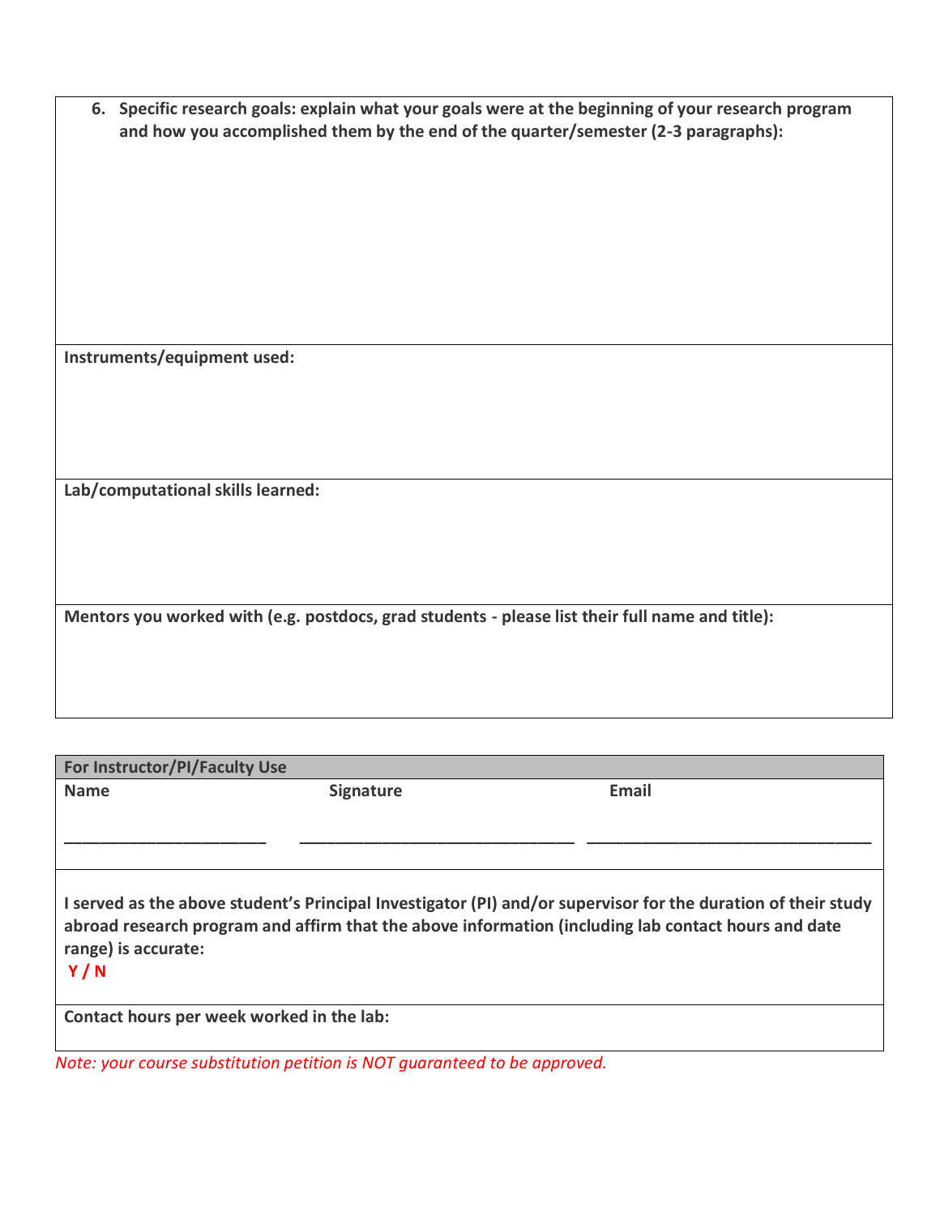6. **Specific research goals: explain what your goals were at the beginning of your research program and how you accomplished them by the end of the quarter/semester (2-3 paragraphs):**

**Instruments/equipment used:**

**Lab/computational skills learned:**

**Mentors you worked with (e.g. postdocs, grad students - please list their full name and title):**

| **For Instructor/PI/Faculty Use** | | |
|---|---|---|
| **Name** | **Signature** | **Email** |
| ______________________ | ______________________________ | _______________________________ |

**I served as the above student's Principal Investigator (PI) and/or supervisor for the duration of their study abroad research program and affirm that the above information (including lab contact hours and date range) is accurate:**

**Y / N**

**Contact hours per week worked in the lab:**

*Note: your course substitution petition is NOT guaranteed to be approved.*